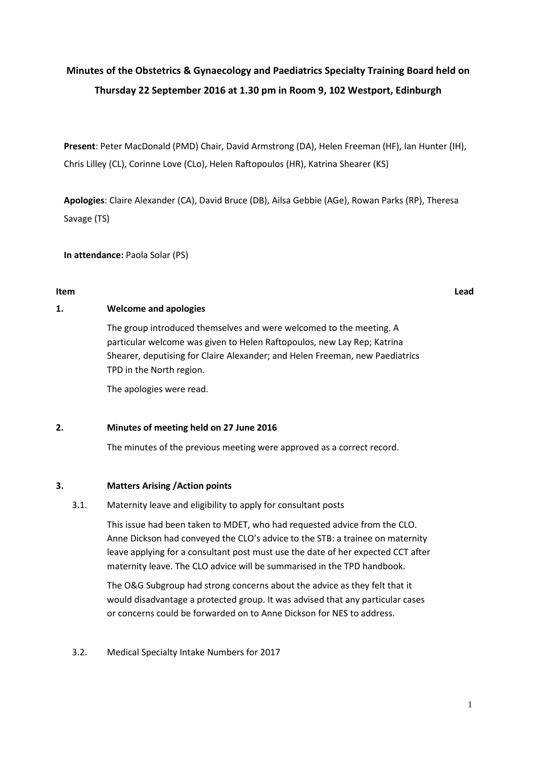# Minutes of the Obstetrics & Gynaecology and Paediatrics Specialty Training Board held on Thursday 22 September 2016 at 1.30 pm in Room 9, 102 Westport, Edinburgh

**Present**: Peter MacDonald (PMD) Chair, David Armstrong (DA), Helen Freeman (HF), Ian Hunter (IH), Chris Lilley (CL), Corinne Love (CLo), Helen Raftopoulos (HR), Katrina Shearer (KS)

**Apologies**: Claire Alexander (CA), David Bruce (DB), Ailsa Gebbie (AGe), Rowan Parks (RP), Theresa Savage (TS)

**In attendance:** Paola Solar (PS)

**Item** **Lead**

**1. Welcome and apologies**

The group introduced themselves and were welcomed to the meeting. A particular welcome was given to Helen Raftopoulos, new Lay Rep; Katrina Shearer, deputising for Claire Alexander; and Helen Freeman, new Paediatrics TPD in the North region.

The apologies were read.

**2. Minutes of meeting held on 27 June 2016**

The minutes of the previous meeting were approved as a correct record.

**3. Matters Arising /Action points**

3.1. Maternity leave and eligibility to apply for consultant posts

This issue had been taken to MDET, who had requested advice from the CLO. Anne Dickson had conveyed the CLO's advice to the STB: a trainee on maternity leave applying for a consultant post must use the date of her expected CCT after maternity leave. The CLO advice will be summarised in the TPD handbook.

The O&G Subgroup had strong concerns about the advice as they felt that it would disadvantage a protected group. It was advised that any particular cases or concerns could be forwarded on to Anne Dickson for NES to address.

3.2. Medical Specialty Intake Numbers for 2017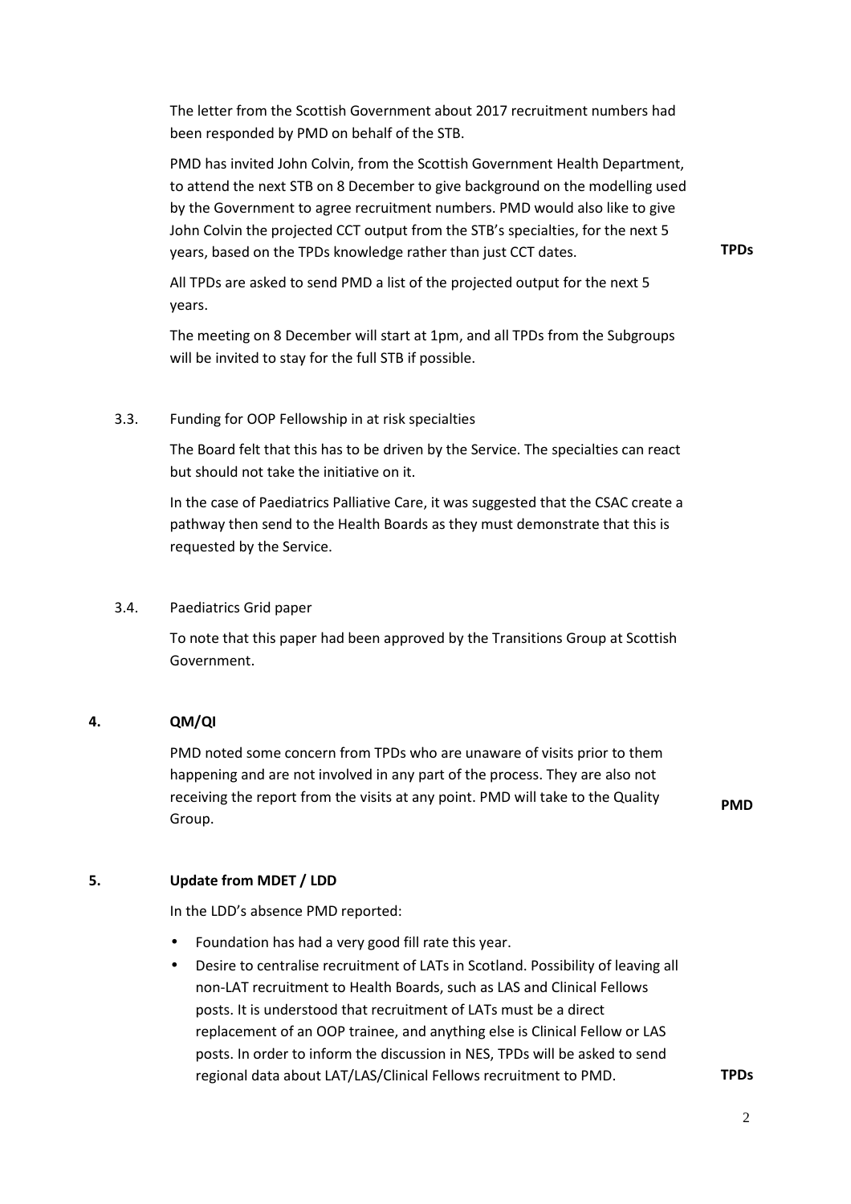The letter from the Scottish Government about 2017 recruitment numbers had been responded by PMD on behalf of the STB.

PMD has invited John Colvin, from the Scottish Government Health Department, to attend the next STB on 8 December to give background on the modelling used by the Government to agree recruitment numbers. PMD would also like to give John Colvin the projected CCT output from the STB's specialties, for the next 5 years, based on the TPDs knowledge rather than just CCT dates. **TPDs**

All TPDs are asked to send PMD a list of the projected output for the next 5 years.

The meeting on 8 December will start at 1pm, and all TPDs from the Subgroups will be invited to stay for the full STB if possible.

3.3. Funding for OOP Fellowship in at risk specialties

The Board felt that this has to be driven by the Service. The specialties can react but should not take the initiative on it.

In the case of Paediatrics Palliative Care, it was suggested that the CSAC create a pathway then send to the Health Boards as they must demonstrate that this is requested by the Service.

3.4. Paediatrics Grid paper

To note that this paper had been approved by the Transitions Group at Scottish Government.

## 4. QM/QI

PMD noted some concern from TPDs who are unaware of visits prior to them happening and are not involved in any part of the process. They are also not receiving the report from the visits at any point. PMD will take to the Quality Group. **PMD**

## 5. Update from MDET / LDD

In the LDD's absence PMD reported:

- Foundation has had a very good fill rate this year.
- Desire to centralise recruitment of LATs in Scotland. Possibility of leaving all non-LAT recruitment to Health Boards, such as LAS and Clinical Fellows posts. It is understood that recruitment of LATs must be a direct replacement of an OOP trainee, and anything else is Clinical Fellow or LAS posts. In order to inform the discussion in NES, TPDs will be asked to send regional data about LAT/LAS/Clinical Fellows recruitment to PMD. **TPDs**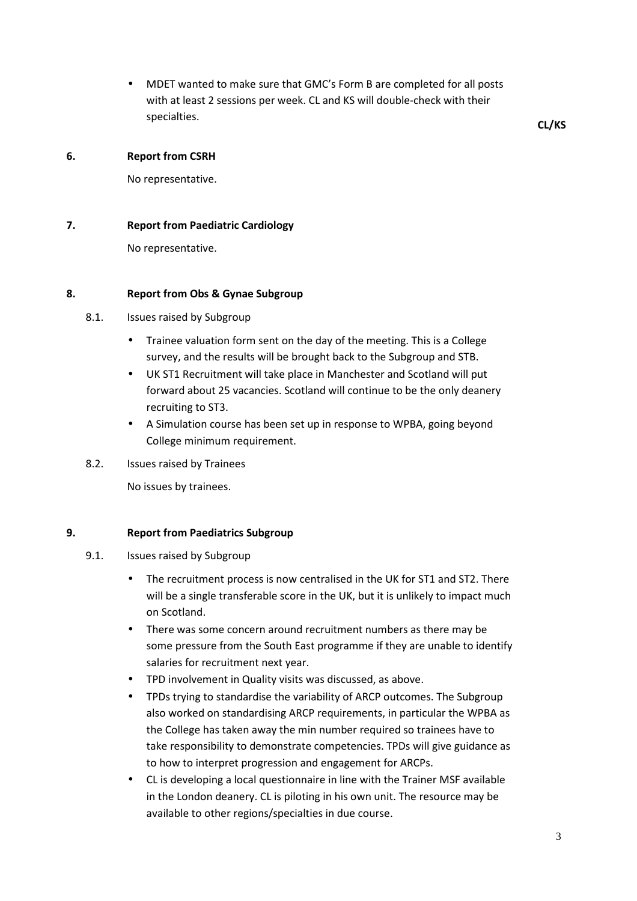- MDET wanted to make sure that GMC's Form B are completed for all posts with at least 2 sessions per week. CL and KS will double-check with their specialties. **CL/KS**

## 6. Report from CSRH

No representative.

## 7. Report from Paediatric Cardiology

No representative.

## 8. Report from Obs & Gynae Subgroup

### 8.1. Issues raised by Subgroup

- Trainee valuation form sent on the day of the meeting. This is a College survey, and the results will be brought back to the Subgroup and STB.
- UK ST1 Recruitment will take place in Manchester and Scotland will put forward about 25 vacancies. Scotland will continue to be the only deanery recruiting to ST3.
- A Simulation course has been set up in response to WPBA, going beyond College minimum requirement.

### 8.2. Issues raised by Trainees

No issues by trainees.

## 9. Report from Paediatrics Subgroup

### 9.1. Issues raised by Subgroup

- The recruitment process is now centralised in the UK for ST1 and ST2. There will be a single transferable score in the UK, but it is unlikely to impact much on Scotland.
- There was some concern around recruitment numbers as there may be some pressure from the South East programme if they are unable to identify salaries for recruitment next year.
- TPD involvement in Quality visits was discussed, as above.
- TPDs trying to standardise the variability of ARCP outcomes. The Subgroup also worked on standardising ARCP requirements, in particular the WPBA as the College has taken away the min number required so trainees have to take responsibility to demonstrate competencies. TPDs will give guidance as to how to interpret progression and engagement for ARCPs.
- CL is developing a local questionnaire in line with the Trainer MSF available in the London deanery. CL is piloting in his own unit. The resource may be available to other regions/specialties in due course.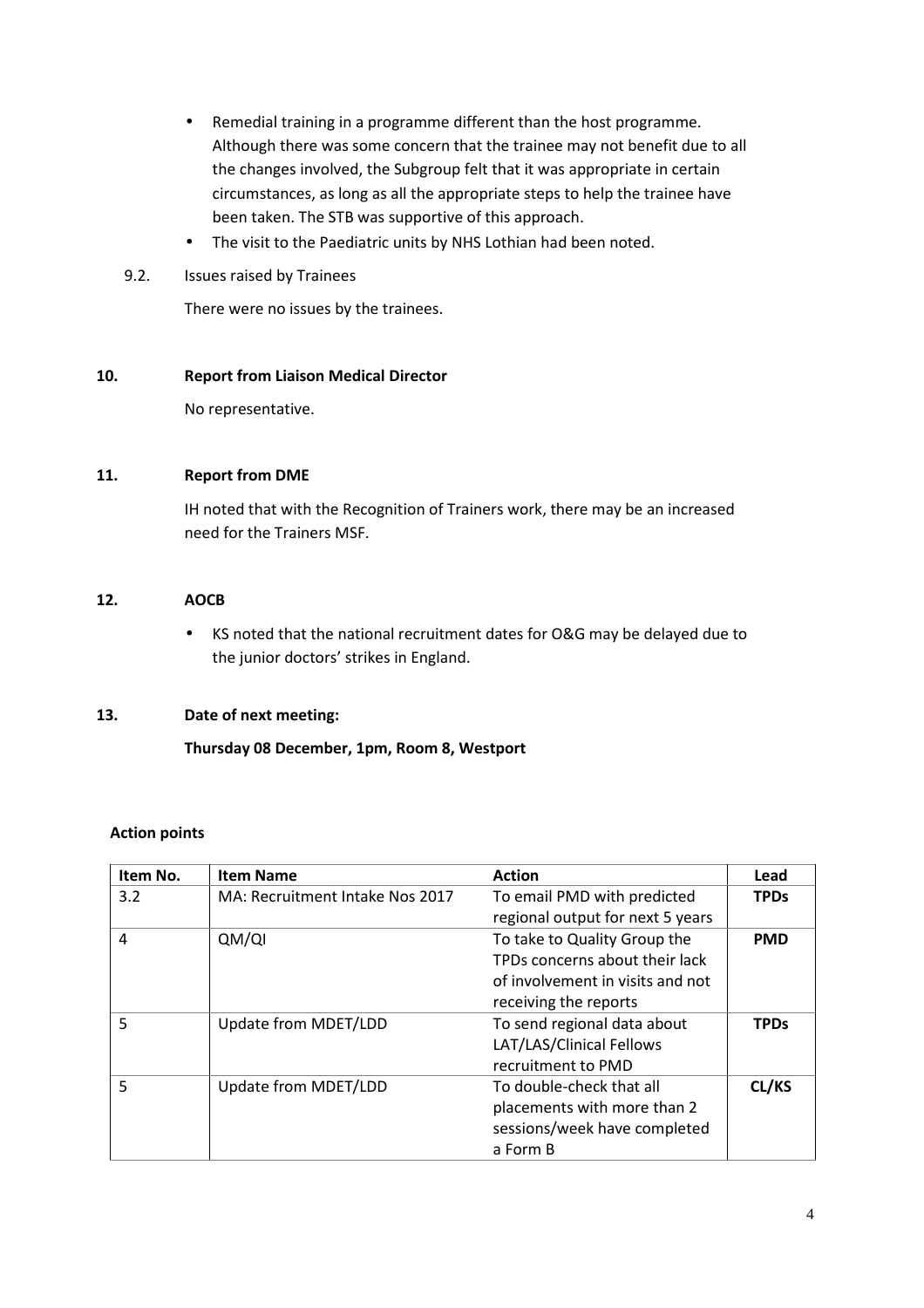- Remedial training in a programme different than the host programme. Although there was some concern that the trainee may not benefit due to all the changes involved, the Subgroup felt that it was appropriate in certain circumstances, as long as all the appropriate steps to help the trainee have been taken. The STB was supportive of this approach.
- The visit to the Paediatric units by NHS Lothian had been noted.

9.2. Issues raised by Trainees

There were no issues by the trainees.

## 10. Report from Liaison Medical Director

No representative.

## 11. Report from DME

IH noted that with the Recognition of Trainers work, there may be an increased need for the Trainers MSF.

## 12. AOCB

- KS noted that the national recruitment dates for O&G may be delayed due to the junior doctors' strikes in England.

## 13. Date of next meeting:

**Thursday 08 December, 1pm, Room 8, Westport**

**Action points**

| Item No. | Item Name | Action | Lead |
|---|---|---|---|
| 3.2 | MA: Recruitment Intake Nos 2017 | To email PMD with predicted regional output for next 5 years | **TPDs** |
| 4 | QM/QI | To take to Quality Group the TPDs concerns about their lack of involvement in visits and not receiving the reports | **PMD** |
| 5 | Update from MDET/LDD | To send regional data about LAT/LAS/Clinical Fellows recruitment to PMD | **TPDs** |
| 5 | Update from MDET/LDD | To double-check that all placements with more than 2 sessions/week have completed a Form B | **CL/KS** |